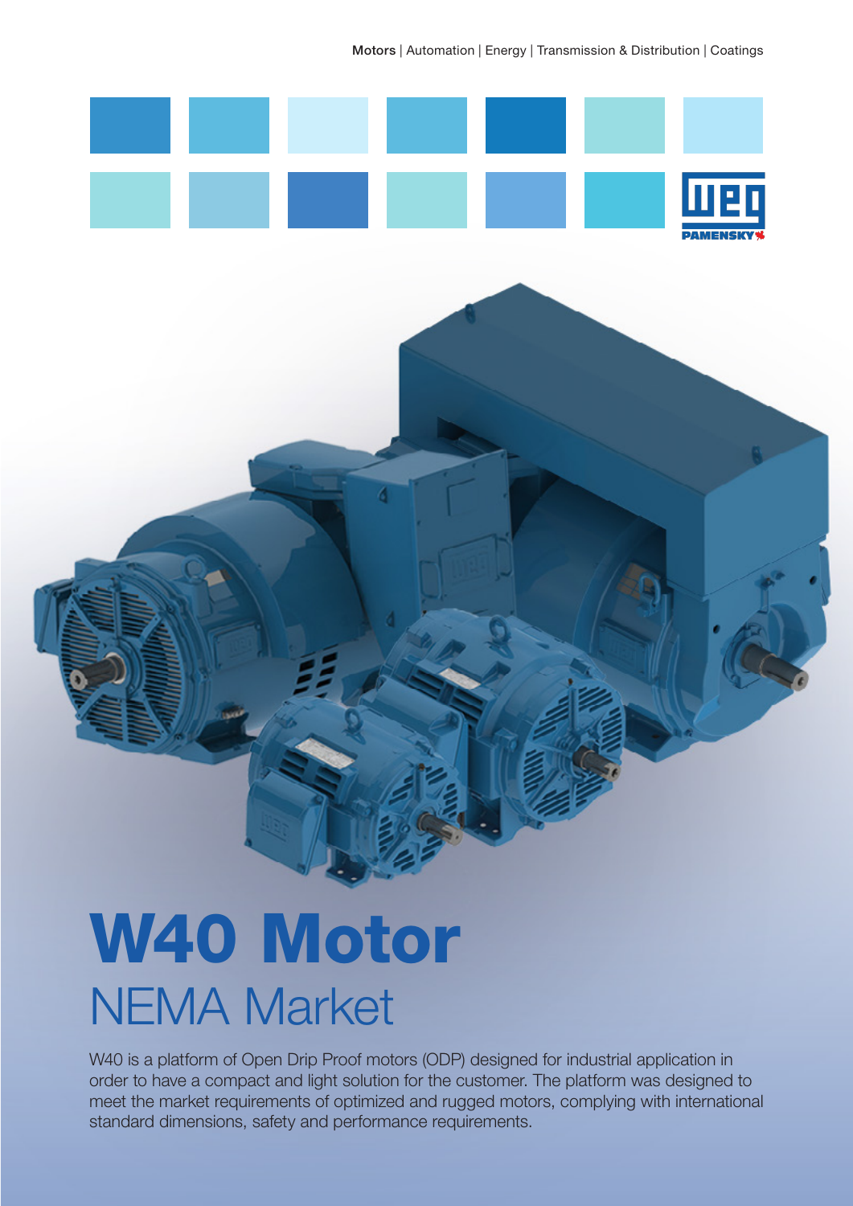Motors | Automation | Energy | Transmission & Distribution | Coatings

# W40 Motor

## NEMA Market

W40 is a platform of Open Drip Proof motors (ODP) designed for industrial application in order to have a compact and light solution for the customer. The platform was designed to meet the market requirements of optimized and rugged motors, complying with international standard dimensions, safety and performance requirements.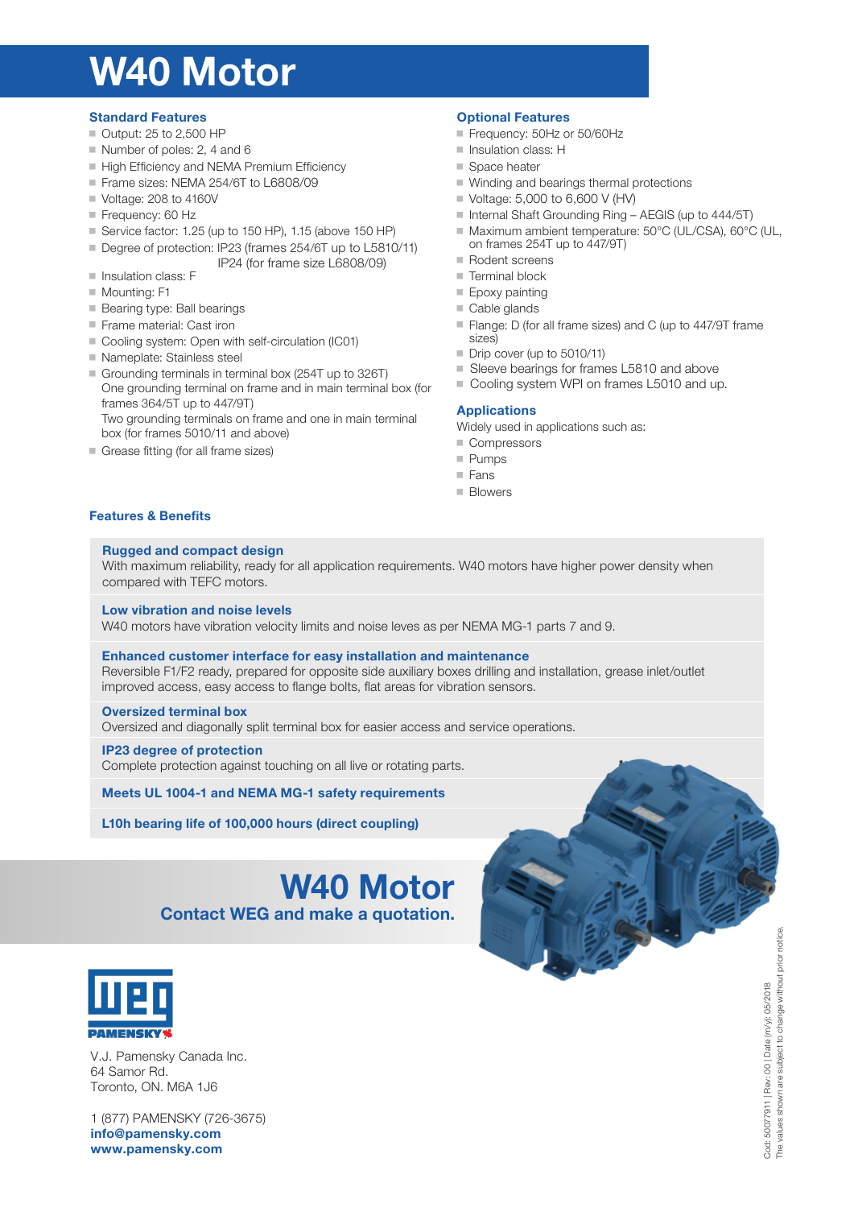# W40 Motor

## Standard Features

- Output: 25 to 2,500 HP
- Number of poles: 2, 4 and 6
- High Efficiency and NEMA Premium Efficiency
- Frame sizes: NEMA 254/6T to L6808/09
- Voltage: 208 to 4160V
- Frequency: 60 Hz
- Service factor: 1.25 (up to 150 HP), 1.15 (above 150 HP)
- Degree of protection: IP23 (frames 254/6T up to L5810/11)
  IP24 (for frame size L6808/09)
- Insulation class: F
- Mounting: F1
- Bearing type: Ball bearings
- Frame material: Cast iron
- Cooling system: Open with self-circulation (IC01)
- Nameplate: Stainless steel
- Grounding terminals in terminal box (254T up to 326T)
  One grounding terminal on frame and in main terminal box (for frames 364/5T up to 447/9T)
  Two grounding terminals on frame and one in main terminal box (for frames 5010/11 and above)
- Grease fitting (for all frame sizes)

## Optional Features

- Frequency: 50Hz or 50/60Hz
- Insulation class: H
- Space heater
- Winding and bearings thermal protections
- Voltage: 5,000 to 6,600 V (HV)
- Internal Shaft Grounding Ring – AEGIS (up to 444/5T)
- Maximum ambient temperature: 50°C (UL/CSA), 60°C (UL, on frames 254T up to 447/9T)
- Rodent screens
- Terminal block
- Epoxy painting
- Cable glands
- Flange: D (for all frame sizes) and C (up to 447/9T frame sizes)
- Drip cover (up to 5010/11)
- Sleeve bearings for frames L5810 and above
- Cooling system WPI on frames L5010 and up.

## Applications

Widely used in applications such as:

- Compressors
- Pumps
- Fans
- Blowers

## Features & Benefits

**Rugged and compact design**
With maximum reliability, ready for all application requirements. W40 motors have higher power density when compared with TEFC motors.

**Low vibration and noise levels**
W40 motors have vibration velocity limits and noise leves as per NEMA MG-1 parts 7 and 9.

**Enhanced customer interface for easy installation and maintenance**
Reversible F1/F2 ready, prepared for opposite side auxiliary boxes drilling and installation, grease inlet/outlet improved access, easy access to flange bolts, flat areas for vibration sensors.

**Oversized terminal box**
Oversized and diagonally split terminal box for easier access and service operations.

**IP23 degree of protection**
Complete protection against touching on all live or rotating parts.

**Meets UL 1004-1 and NEMA MG-1 safety requirements**

**L10h bearing life of 100,000 hours (direct coupling)**

## W40 Motor

**Contact WEG and make a quotation.**

WEG PAMENSKY

V.J. Pamensky Canada Inc.
64 Samor Rd.
Toronto, ON. M6A 1J6

1 (877) PAMENSKY (726-3675)
**info@pamensky.com**
**www.pamensky.com**

Cod: 50077911 | Rev: 00 | Date (m/y): 05/2018
The values shown are subject to change without prior notice.